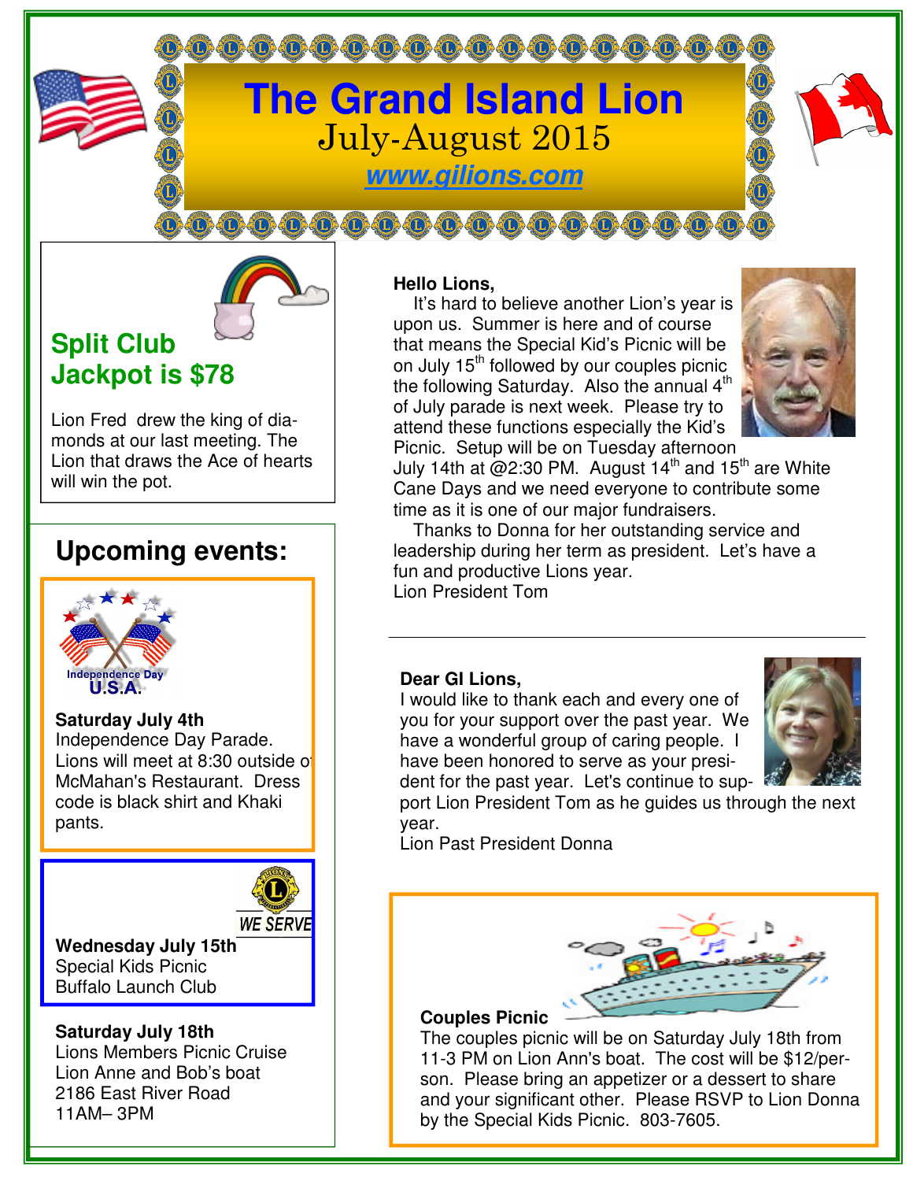# The Grand Island Lion

July-August 2015

www.gilions.com

## Split Club Jackpot is $78

Lion Fred drew the king of diamonds at our last meeting. The Lion that draws the Ace of hearts will win the pot.

## Upcoming events:

**Saturday July 4th**
Independence Day Parade. Lions will meet at 8:30 outside of McMahan's Restaurant. Dress code is black shirt and Khaki pants.

**Wednesday July 15th**
Special Kids Picnic
Buffalo Launch Club

**Saturday July 18th**
Lions Members Picnic Cruise
Lion Anne and Bob's boat
2186 East River Road
11AM– 3PM

**Hello Lions,**

It's hard to believe another Lion's year is upon us. Summer is here and of course that means the Special Kid's Picnic will be on July 15th followed by our couples picnic the following Saturday. Also the annual 4th of July parade is next week. Please try to attend these functions especially the Kid's Picnic. Setup will be on Tuesday afternoon July 14th at @2:30 PM. August 14th and 15th are White Cane Days and we need everyone to contribute some time as it is one of our major fundraisers.

Thanks to Donna for her outstanding service and leadership during her term as president. Let's have a fun and productive Lions year.

Lion President Tom

---

**Dear GI Lions,**

I would like to thank each and every one of you for your support over the past year. We have a wonderful group of caring people. I have been honored to serve as your president for the past year. Let's continue to support Lion President Tom as he guides us through the next year.

Lion Past President Donna

**Couples Picnic**

The couples picnic will be on Saturday July 18th from 11-3 PM on Lion Ann's boat. The cost will be $12/person. Please bring an appetizer or a dessert to share and your significant other. Please RSVP to Lion Donna by the Special Kids Picnic. 803-7605.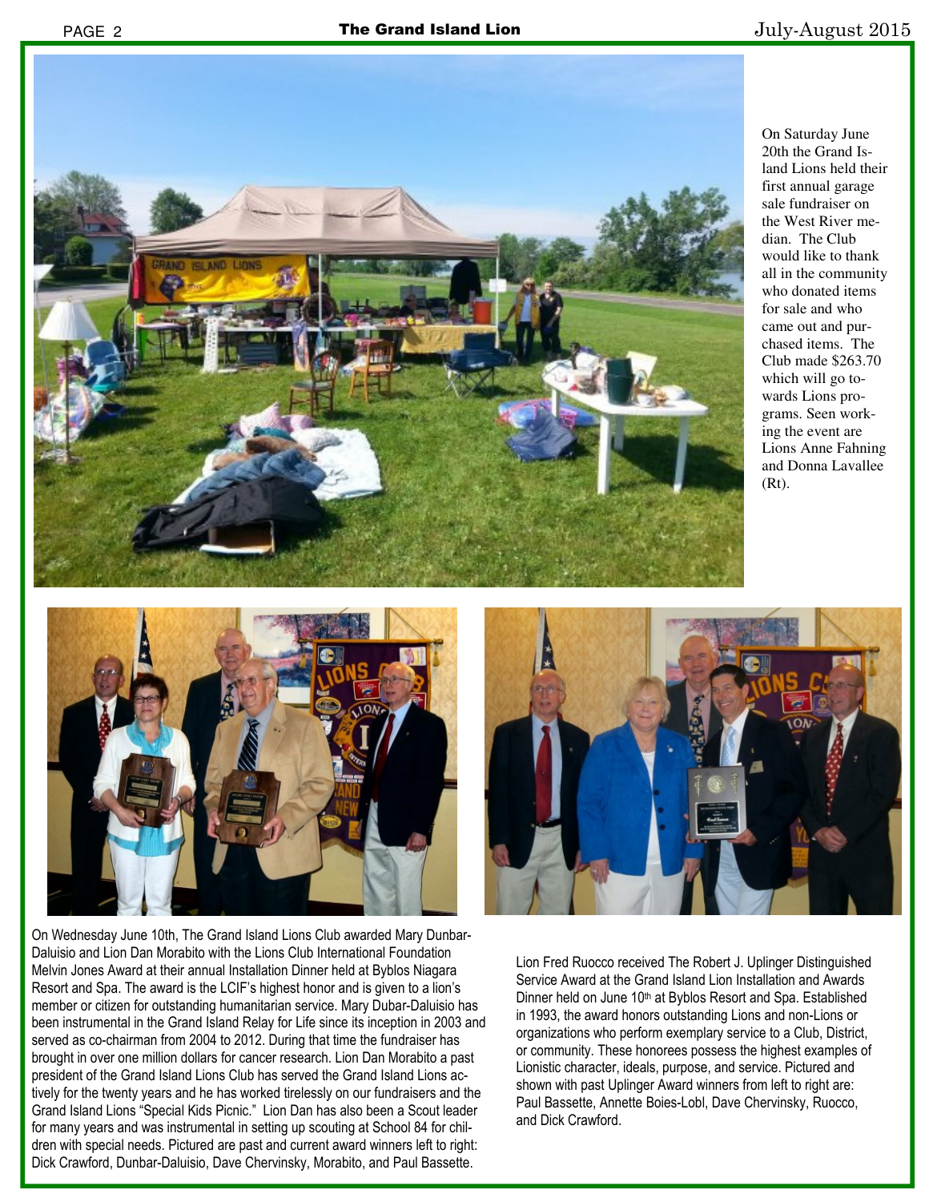On Saturday June 20th the Grand Island Lions held their first annual garage sale fundraiser on the West River median. The Club would like to thank all in the community who donated items for sale and who came out and purchased items. The Club made $263.70 which will go towards Lions programs. Seen working the event are Lions Anne Fahning and Donna Lavallee (Rt).

On Wednesday June 10th, The Grand Island Lions Club awarded Mary Dunbar-Daluisio and Lion Dan Morabito with the Lions Club International Foundation Melvin Jones Award at their annual Installation Dinner held at Byblos Niagara Resort and Spa. The award is the LCIF's highest honor and is given to a lion's member or citizen for outstanding humanitarian service. Mary Dubar-Daluisio has been instrumental in the Grand Island Relay for Life since its inception in 2003 and served as co-chairman from 2004 to 2012. During that time the fundraiser has brought in over one million dollars for cancer research. Lion Dan Morabito a past president of the Grand Island Lions Club has served the Grand Island Lions actively for the twenty years and he has worked tirelessly on our fundraisers and the Grand Island Lions "Special Kids Picnic." Lion Dan has also been a Scout leader for many years and was instrumental in setting up scouting at School 84 for children with special needs. Pictured are past and current award winners left to right: Dick Crawford, Dunbar-Daluisio, Dave Chervinsky, Morabito, and Paul Bassette.

Lion Fred Ruocco received The Robert J. Uplinger Distinguished Service Award at the Grand Island Lion Installation and Awards Dinner held on June 10th at Byblos Resort and Spa. Established in 1993, the award honors outstanding Lions and non-Lions or organizations who perform exemplary service to a Club, District, or community. These honorees possess the highest examples of Lionistic character, ideals, purpose, and service. Pictured and shown with past Uplinger Award winners from left to right are: Paul Bassette, Annette Boies-Lobl, Dave Chervinsky, Ruocco, and Dick Crawford.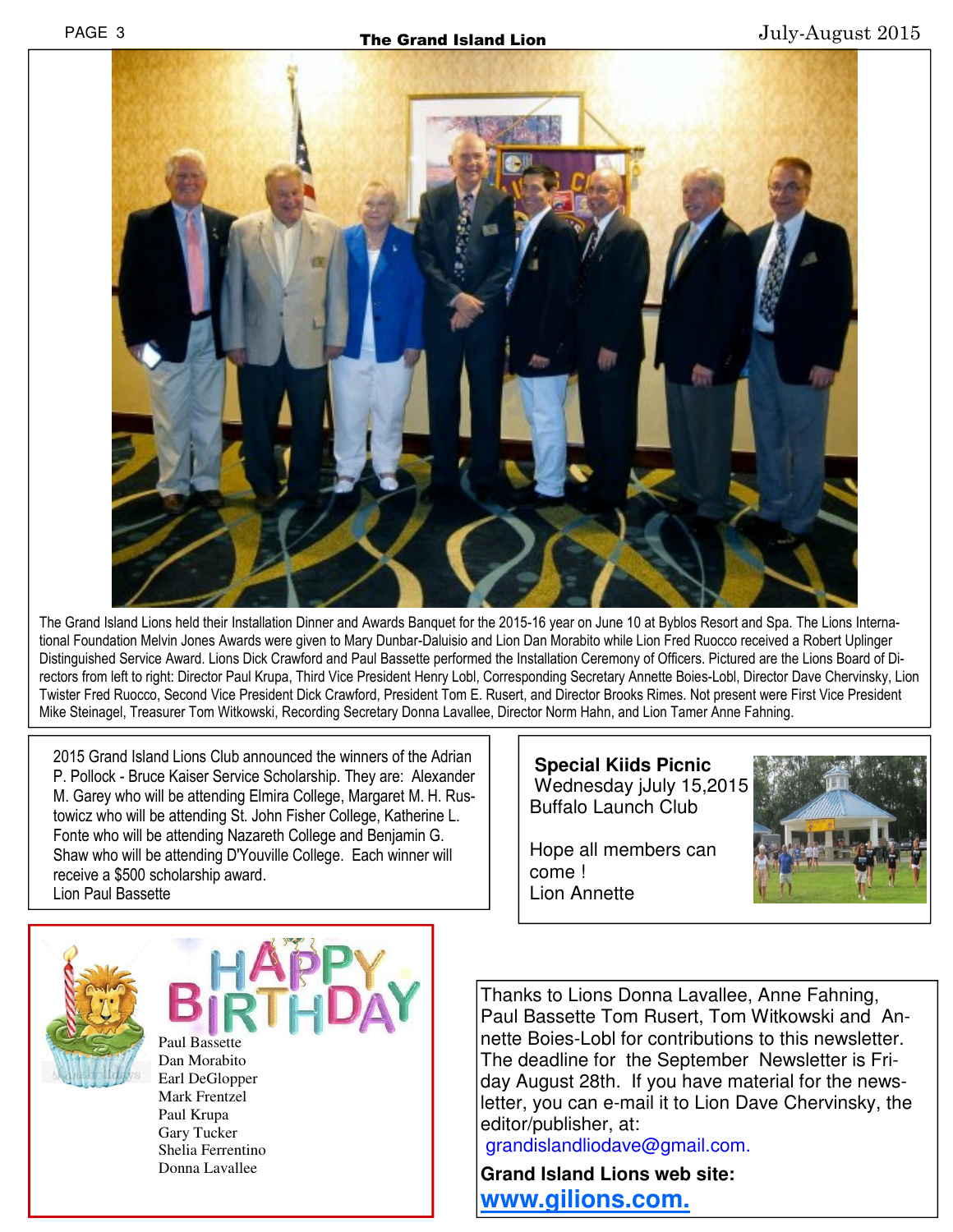The Grand Island Lions held their Installation Dinner and Awards Banquet for the 2015-16 year on June 10 at Byblos Resort and Spa. The Lions International Foundation Melvin Jones Awards were given to Mary Dunbar-Daluisio and Lion Dan Morabito while Lion Fred Ruocco received a Robert Uplinger Distinguished Service Award. Lions Dick Crawford and Paul Bassette performed the Installation Ceremony of Officers. Pictured are the Lions Board of Directors from left to right: Director Paul Krupa, Third Vice President Henry Lobl, Corresponding Secretary Annette Boies-Lobl, Director Dave Chervinsky, Lion Twister Fred Ruocco, Second Vice President Dick Crawford, President Tom E. Rusert, and Director Brooks Rimes. Not present were First Vice President Mike Steinagel, Treasurer Tom Witkowski, Recording Secretary Donna Lavallee, Director Norm Hahn, and Lion Tamer Anne Fahning.

2015 Grand Island Lions Club announced the winners of the Adrian P. Pollock - Bruce Kaiser Service Scholarship. They are: Alexander M. Garey who will be attending Elmira College, Margaret M. H. Rustowicz who will be attending St. John Fisher College, Katherine L. Fonte who will be attending Nazareth College and Benjamin G. Shaw who will be attending D'Youville College. Each winner will receive a $500 scholarship award.
Lion Paul Bassette

**Special Kiids Picnic**
Wednesday jJuly 15,2015
Buffalo Launch Club

Hope all members can come !
Lion Annette

**HAPPY BIRTHDAY**

Paul Bassette
Dan Morabito
Earl DeGlopper
Mark Frentzel
Paul Krupa
Gary Tucker
Shelia Ferrentino
Donna Lavallee

Thanks to Lions Donna Lavallee, Anne Fahning, Paul Bassette Tom Rusert, Tom Witkowski and Annette Boies-Lobl for contributions to this newsletter. The deadline for the September Newsletter is Friday August 28th. If you have material for the newsletter, you can e-mail it to Lion Dave Chervinsky, the editor/publisher, at:
grandislandliodave@gmail.com.

**Grand Island Lions web site:**
**www.gilions.com.**